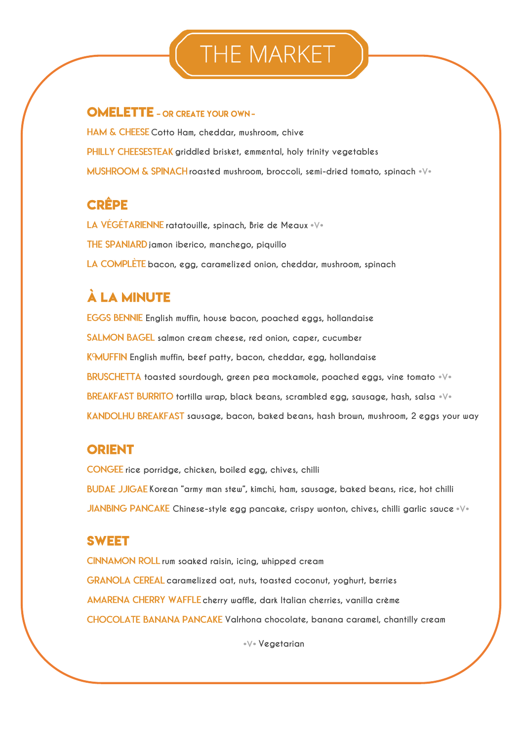# THE MARKET

## OMELETTE – OR CREATE YOUR OWN –

**HAM & CHEESE** Cotto Ham, cheddar, mushroom, chive

**PHILLY CHEESESTEAK** griddled brisket, emmental, holy trinity vegetables

**MUSHROOM & SPINACH** roasted mushroom, broccoli, semi-dried tomato, spinach •V•

## CRÊPE

**LA VÉGÉTARIENNE** ratatouille, spinach, Brie de Meaux •V•

**THE SPANIARD** jamon iberico, manchego, piquillo

**LA COMPLÈTE** bacon, egg, caramelized onion, cheddar, mushroom, spinach

## À LA MINUTE

**EGGS BENNIE** English muffin, house bacon, poached eggs, hollandaise

**SALMON BAGEL** salmon cream cheese, red onion, caper, cucumber

**K°MUFFIN** English muffin, beef patty, bacon, cheddar, egg, hollandaise

**BRUSCHETTA** toasted sourdough, green pea mockamole, poached eggs, vine tomato •V•

**BREAKFAST BURRITO** tortilla wrap, black beans, scrambled egg, sausage, hash, salsa •V•

**KANDOLHU BREAKFAST** sausage, bacon, baked beans, hash brown, mushroom, 2 eggs your way

## ORIENT

**CONGEE** rice porridge, chicken, boiled egg, chives, chilli

**BUDAE JJIGAE** Korean "army man stew", kimchi, ham, sausage, baked beans, rice, hot chilli

**JIANBING PANCAKE** Chinese-style egg pancake, crispy wonton, chives, chilli garlic sauce •V•

## SWEET

**CINNAMON ROLL** rum soaked raisin, icing, whipped cream

**GRANOLA CEREAL** caramelized oat, nuts, toasted coconut, yoghurt, berries

**AMARENA CHERRY WAFFLE** cherry waffle, dark Italian cherries, vanilla crème

**CHOCOLATE BANANA PANCAKE** Valrhona chocolate, banana caramel, chantilly cream

•V• Vegetarian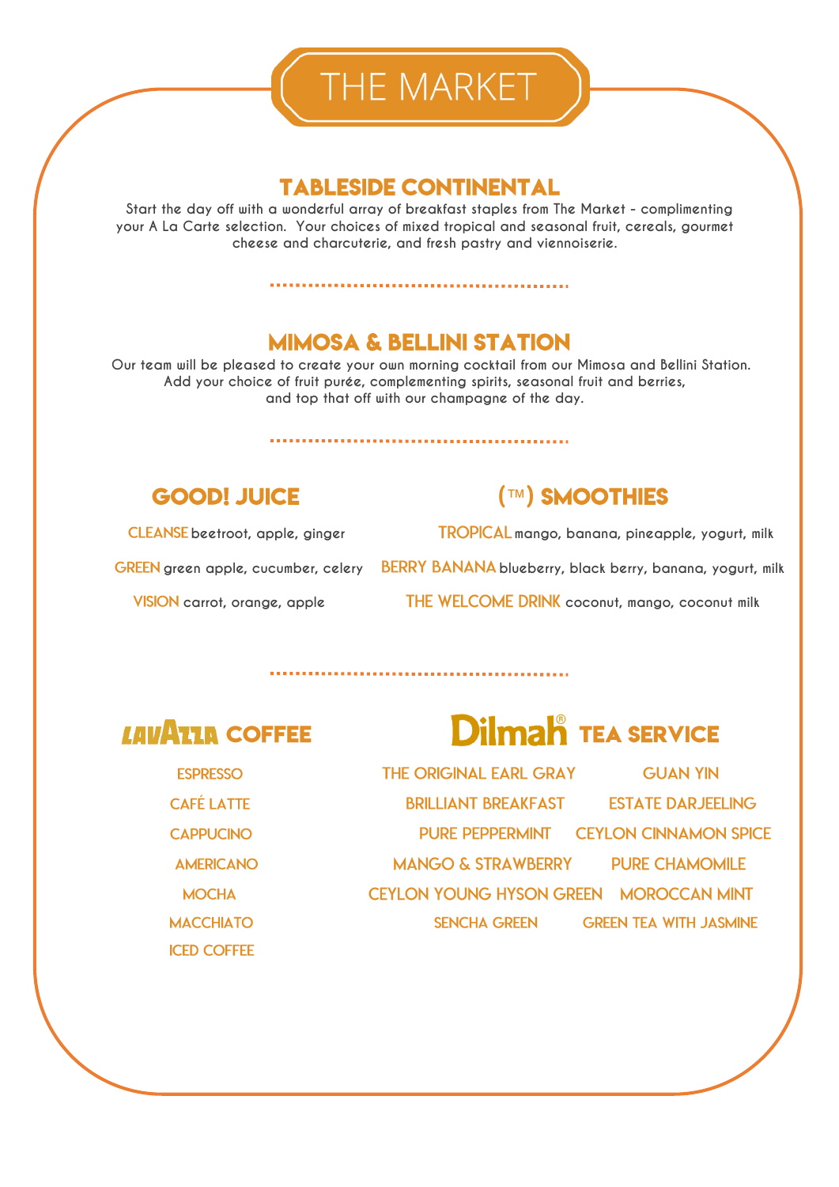# THE MARKET

## TABLESIDE CONTINENTAL

Start the day off with a wonderful array of breakfast staples from The Market - complimenting your A La Carte selection. Your choices of mixed tropical and seasonal fruit, cereals, gourmet cheese and charcuterie, and fresh pastry and viennoiserie.

## MIMOSA & BELLINI STATION

Our team will be pleased to create your own morning cocktail from our Mimosa and Bellini Station. Add your choice of fruit purée, complementing spirits, seasonal fruit and berries, and top that off with our champagne of the day.

## GOOD! JUICE

**CLEANSE** beetroot, apple, ginger

**GREEN** green apple, cucumber, celery

**VISION** carrot, orange, apple

## (™) SMOOTHIES

**TROPICAL** mango, banana, pineapple, yogurt, milk

**BERRY BANANA** blueberry, black berry, banana, yogurt, milk

**THE WELCOME DRINK** coconut, mango, coconut milk

## LAVAZZA COFFEE

ESPRESSO

CAFÉ LATTE

CAPPUCINO

AMERICANO

MOCHA

MACCHIATO

ICED COFFEE

## Dilmah® TEA SERVICE

THE ORIGINAL EARL GRAY

GUAN YIN

BRILLIANT BREAKFAST

ESTATE DARJEELING

PURE PEPPERMINT

CEYLON CINNAMON SPICE

MANGO & STRAWBERRY

PURE CHAMOMILE

CEYLON YOUNG HYSON GREEN

MOROCCAN MINT

SENCHA GREEN

GREEN TEA WITH JASMINE